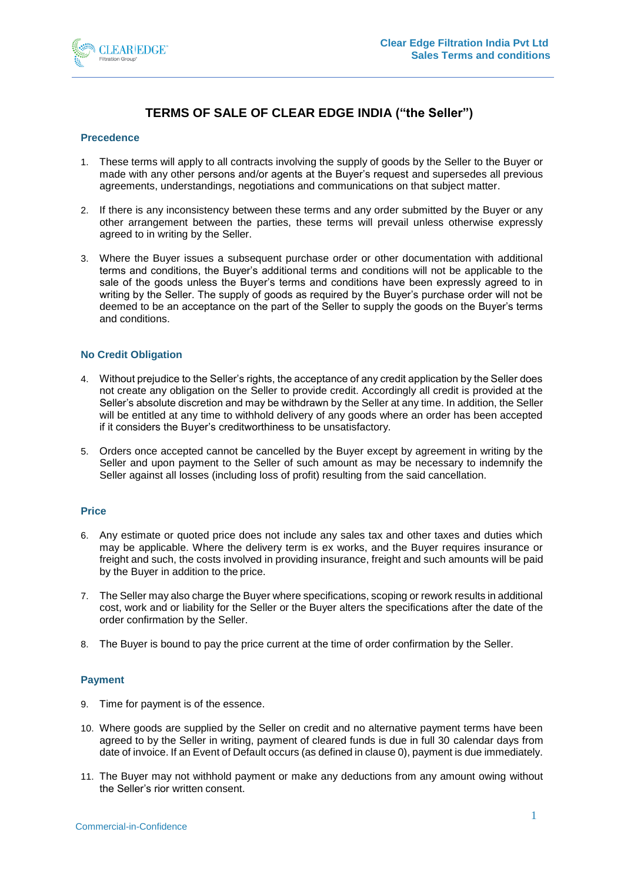# TERMS OF SALE OF CLEAR EDGE INDIA ("the Seller")

## Precedence

1. These terms will apply to all contracts involving the supply of goods by the Seller to the Buyer or made with any other persons and/or agents at the Buyer's request and supersedes all previous agreements, understandings, negotiations and communications on that subject matter.

2. If there is any inconsistency between these terms and any order submitted by the Buyer or any other arrangement between the parties, these terms will prevail unless otherwise expressly agreed to in writing by the Seller.

3. Where the Buyer issues a subsequent purchase order or other documentation with additional terms and conditions, the Buyer's additional terms and conditions will not be applicable to the sale of the goods unless the Buyer's terms and conditions have been expressly agreed to in writing by the Seller. The supply of goods as required by the Buyer's purchase order will not be deemed to be an acceptance on the part of the Seller to supply the goods on the Buyer's terms and conditions.

## No Credit Obligation

4. Without prejudice to the Seller's rights, the acceptance of any credit application by the Seller does not create any obligation on the Seller to provide credit. Accordingly all credit is provided at the Seller's absolute discretion and may be withdrawn by the Seller at any time. In addition, the Seller will be entitled at any time to withhold delivery of any goods where an order has been accepted if it considers the Buyer's creditworthiness to be unsatisfactory.

5. Orders once accepted cannot be cancelled by the Buyer except by agreement in writing by the Seller and upon payment to the Seller of such amount as may be necessary to indemnify the Seller against all losses (including loss of profit) resulting from the said cancellation.

## Price

6. Any estimate or quoted price does not include any sales tax and other taxes and duties which may be applicable. Where the delivery term is ex works, and the Buyer requires insurance or freight and such, the costs involved in providing insurance, freight and such amounts will be paid by the Buyer in addition to the price.

7. The Seller may also charge the Buyer where specifications, scoping or rework results in additional cost, work and or liability for the Seller or the Buyer alters the specifications after the date of the order confirmation by the Seller.

8. The Buyer is bound to pay the price current at the time of order confirmation by the Seller.

## Payment

9. Time for payment is of the essence.

10. Where goods are supplied by the Seller on credit and no alternative payment terms have been agreed to by the Seller in writing, payment of cleared funds is due in full 30 calendar days from date of invoice. If an Event of Default occurs (as defined in clause 0), payment is due immediately.

11. The Buyer may not withhold payment or make any deductions from any amount owing without the Seller's rior written consent.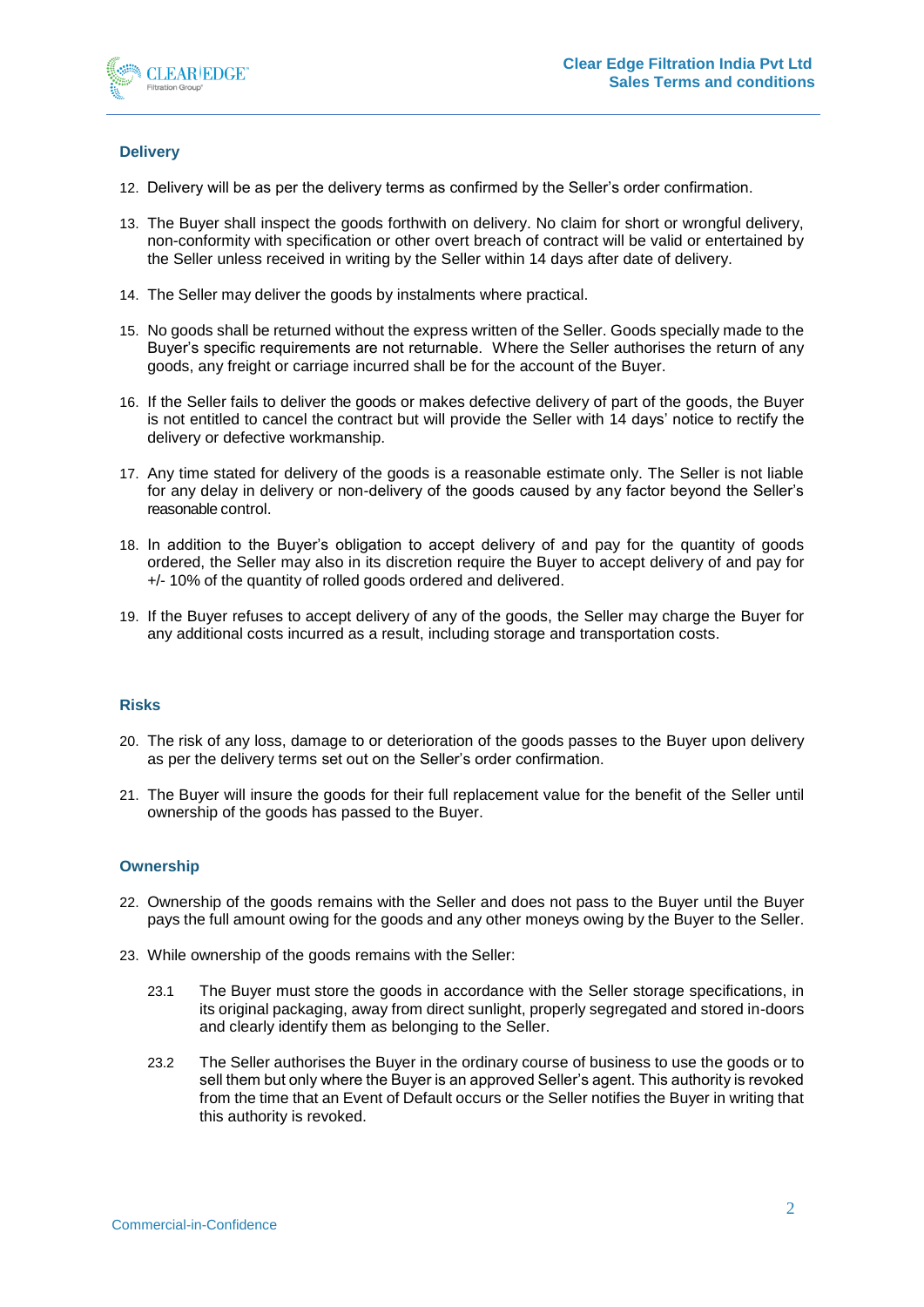## Delivery

12. Delivery will be as per the delivery terms as confirmed by the Seller's order confirmation.

13. The Buyer shall inspect the goods forthwith on delivery. No claim for short or wrongful delivery, non-conformity with specification or other overt breach of contract will be valid or entertained by the Seller unless received in writing by the Seller within 14 days after date of delivery.

14. The Seller may deliver the goods by instalments where practical.

15. No goods shall be returned without the express written of the Seller. Goods specially made to the Buyer's specific requirements are not returnable. Where the Seller authorises the return of any goods, any freight or carriage incurred shall be for the account of the Buyer.

16. If the Seller fails to deliver the goods or makes defective delivery of part of the goods, the Buyer is not entitled to cancel the contract but will provide the Seller with 14 days' notice to rectify the delivery or defective workmanship.

17. Any time stated for delivery of the goods is a reasonable estimate only. The Seller is not liable for any delay in delivery or non-delivery of the goods caused by any factor beyond the Seller's reasonable control.

18. In addition to the Buyer's obligation to accept delivery of and pay for the quantity of goods ordered, the Seller may also in its discretion require the Buyer to accept delivery of and pay for +/- 10% of the quantity of rolled goods ordered and delivered.

19. If the Buyer refuses to accept delivery of any of the goods, the Seller may charge the Buyer for any additional costs incurred as a result, including storage and transportation costs.

## Risks

20. The risk of any loss, damage to or deterioration of the goods passes to the Buyer upon delivery as per the delivery terms set out on the Seller's order confirmation.

21. The Buyer will insure the goods for their full replacement value for the benefit of the Seller until ownership of the goods has passed to the Buyer.

## Ownership

22. Ownership of the goods remains with the Seller and does not pass to the Buyer until the Buyer pays the full amount owing for the goods and any other moneys owing by the Buyer to the Seller.

23. While ownership of the goods remains with the Seller:

    23.1 The Buyer must store the goods in accordance with the Seller storage specifications, in its original packaging, away from direct sunlight, properly segregated and stored in-doors and clearly identify them as belonging to the Seller.

    23.2 The Seller authorises the Buyer in the ordinary course of business to use the goods or to sell them but only where the Buyer is an approved Seller's agent. This authority is revoked from the time that an Event of Default occurs or the Seller notifies the Buyer in writing that this authority is revoked.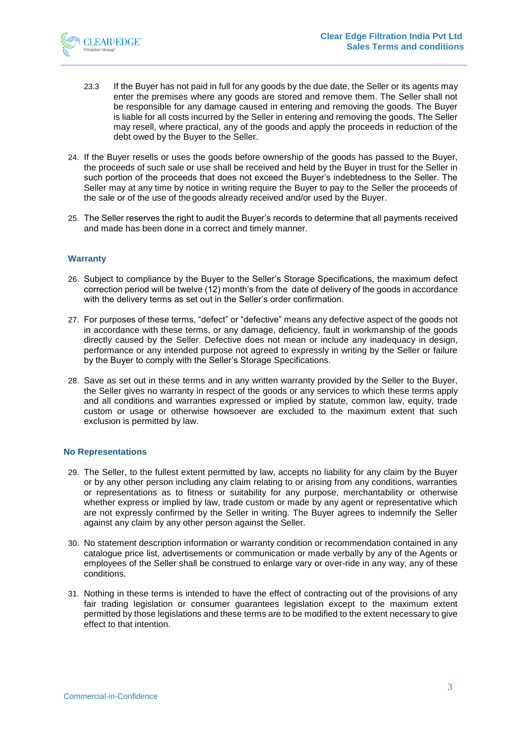23.3 If the Buyer has not paid in full for any goods by the due date, the Seller or its agents may enter the premises where any goods are stored and remove them. The Seller shall not be responsible for any damage caused in entering and removing the goods. The Buyer is liable for all costs incurred by the Seller in entering and removing the goods. The Seller may resell, where practical, any of the goods and apply the proceeds in reduction of the debt owed by the Buyer to the Seller.

24. If the Buyer resells or uses the goods before ownership of the goods has passed to the Buyer, the proceeds of such sale or use shall be received and held by the Buyer in trust for the Seller in such portion of the proceeds that does not exceed the Buyer's indebtedness to the Seller. The Seller may at any time by notice in writing require the Buyer to pay to the Seller the proceeds of the sale or of the use of the goods already received and/or used by the Buyer.

25. The Seller reserves the right to audit the Buyer's records to determine that all payments received and made has been done in a correct and timely manner.

### Warranty

26. Subject to compliance by the Buyer to the Seller's Storage Specifications, the maximum defect correction period will be twelve (12) month's from the date of delivery of the goods in accordance with the delivery terms as set out in the Seller's order confirmation.

27. For purposes of these terms, "defect" or "defective" means any defective aspect of the goods not in accordance with these terms, or any damage, deficiency, fault in workmanship of the goods directly caused by the Seller. Defective does not mean or include any inadequacy in design, performance or any intended purpose not agreed to expressly in writing by the Seller or failure by the Buyer to comply with the Seller's Storage Specifications.

28. Save as set out in these terms and in any written warranty provided by the Seller to the Buyer, the Seller gives no warranty in respect of the goods or any services to which these terms apply and all conditions and warranties expressed or implied by statute, common law, equity, trade custom or usage or otherwise howsoever are excluded to the maximum extent that such exclusion is permitted by law.

### No Representations

29. The Seller, to the fullest extent permitted by law, accepts no liability for any claim by the Buyer or by any other person including any claim relating to or arising from any conditions, warranties or representations as to fitness or suitability for any purpose, merchantability or otherwise whether express or implied by law, trade custom or made by any agent or representative which are not expressly confirmed by the Seller in writing. The Buyer agrees to indemnify the Seller against any claim by any other person against the Seller.

30. No statement description information or warranty condition or recommendation contained in any catalogue price list, advertisements or communication or made verbally by any of the Agents or employees of the Seller shall be construed to enlarge vary or over-ride in any way, any of these conditions.

31. Nothing in these terms is intended to have the effect of contracting out of the provisions of any fair trading legislation or consumer guarantees legislation except to the maximum extent permitted by those legislations and these terms are to be modified to the extent necessary to give effect to that intention.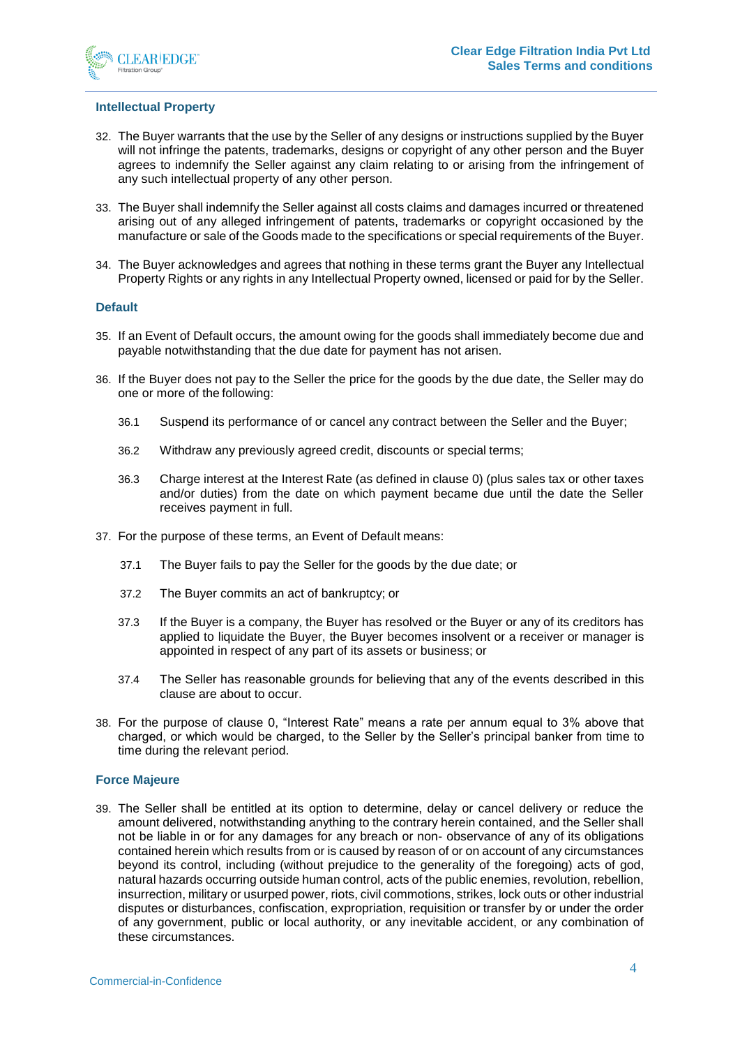## Intellectual Property

32. The Buyer warrants that the use by the Seller of any designs or instructions supplied by the Buyer will not infringe the patents, trademarks, designs or copyright of any other person and the Buyer agrees to indemnify the Seller against any claim relating to or arising from the infringement of any such intellectual property of any other person.

33. The Buyer shall indemnify the Seller against all costs claims and damages incurred or threatened arising out of any alleged infringement of patents, trademarks or copyright occasioned by the manufacture or sale of the Goods made to the specifications or special requirements of the Buyer.

34. The Buyer acknowledges and agrees that nothing in these terms grant the Buyer any Intellectual Property Rights or any rights in any Intellectual Property owned, licensed or paid for by the Seller.

## Default

35. If an Event of Default occurs, the amount owing for the goods shall immediately become due and payable notwithstanding that the due date for payment has not arisen.

36. If the Buyer does not pay to the Seller the price for the goods by the due date, the Seller may do one or more of the following:

    36.1 Suspend its performance of or cancel any contract between the Seller and the Buyer;

    36.2 Withdraw any previously agreed credit, discounts or special terms;

    36.3 Charge interest at the Interest Rate (as defined in clause 0) (plus sales tax or other taxes and/or duties) from the date on which payment became due until the date the Seller receives payment in full.

37. For the purpose of these terms, an Event of Default means:

    37.1 The Buyer fails to pay the Seller for the goods by the due date; or

    37.2 The Buyer commits an act of bankruptcy; or

    37.3 If the Buyer is a company, the Buyer has resolved or the Buyer or any of its creditors has applied to liquidate the Buyer, the Buyer becomes insolvent or a receiver or manager is appointed in respect of any part of its assets or business; or

    37.4 The Seller has reasonable grounds for believing that any of the events described in this clause are about to occur.

38. For the purpose of clause 0, "Interest Rate" means a rate per annum equal to 3% above that charged, or which would be charged, to the Seller by the Seller's principal banker from time to time during the relevant period.

## Force Majeure

39. The Seller shall be entitled at its option to determine, delay or cancel delivery or reduce the amount delivered, notwithstanding anything to the contrary herein contained, and the Seller shall not be liable in or for any damages for any breach or non- observance of any of its obligations contained herein which results from or is caused by reason of or on account of any circumstances beyond its control, including (without prejudice to the generality of the foregoing) acts of god, natural hazards occurring outside human control, acts of the public enemies, revolution, rebellion, insurrection, military or usurped power, riots, civil commotions, strikes, lock outs or other industrial disputes or disturbances, confiscation, expropriation, requisition or transfer by or under the order of any government, public or local authority, or any inevitable accident, or any combination of these circumstances.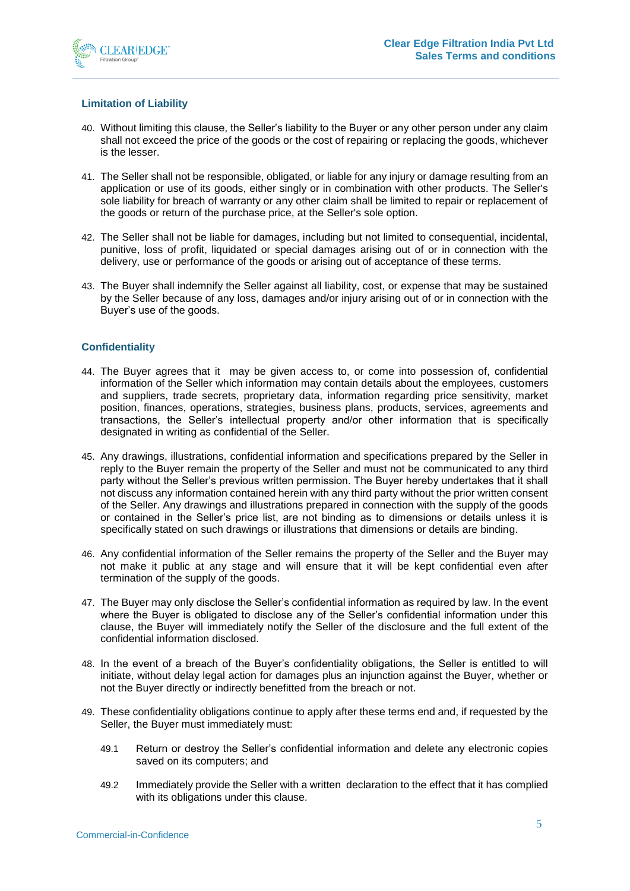## Limitation of Liability

40. Without limiting this clause, the Seller's liability to the Buyer or any other person under any claim shall not exceed the price of the goods or the cost of repairing or replacing the goods, whichever is the lesser.

41. The Seller shall not be responsible, obligated, or liable for any injury or damage resulting from an application or use of its goods, either singly or in combination with other products. The Seller's sole liability for breach of warranty or any other claim shall be limited to repair or replacement of the goods or return of the purchase price, at the Seller's sole option.

42. The Seller shall not be liable for damages, including but not limited to consequential, incidental, punitive, loss of profit, liquidated or special damages arising out of or in connection with the delivery, use or performance of the goods or arising out of acceptance of these terms.

43. The Buyer shall indemnify the Seller against all liability, cost, or expense that may be sustained by the Seller because of any loss, damages and/or injury arising out of or in connection with the Buyer's use of the goods.

## Confidentiality

44. The Buyer agrees that it may be given access to, or come into possession of, confidential information of the Seller which information may contain details about the employees, customers and suppliers, trade secrets, proprietary data, information regarding price sensitivity, market position, finances, operations, strategies, business plans, products, services, agreements and transactions, the Seller's intellectual property and/or other information that is specifically designated in writing as confidential of the Seller.

45. Any drawings, illustrations, confidential information and specifications prepared by the Seller in reply to the Buyer remain the property of the Seller and must not be communicated to any third party without the Seller's previous written permission. The Buyer hereby undertakes that it shall not discuss any information contained herein with any third party without the prior written consent of the Seller. Any drawings and illustrations prepared in connection with the supply of the goods or contained in the Seller's price list, are not binding as to dimensions or details unless it is specifically stated on such drawings or illustrations that dimensions or details are binding.

46. Any confidential information of the Seller remains the property of the Seller and the Buyer may not make it public at any stage and will ensure that it will be kept confidential even after termination of the supply of the goods.

47. The Buyer may only disclose the Seller's confidential information as required by law. In the event where the Buyer is obligated to disclose any of the Seller's confidential information under this clause, the Buyer will immediately notify the Seller of the disclosure and the full extent of the confidential information disclosed.

48. In the event of a breach of the Buyer's confidentiality obligations, the Seller is entitled to will initiate, without delay legal action for damages plus an injunction against the Buyer, whether or not the Buyer directly or indirectly benefitted from the breach or not.

49. These confidentiality obligations continue to apply after these terms end and, if requested by the Seller, the Buyer must immediately must:

    49.1 Return or destroy the Seller's confidential information and delete any electronic copies saved on its computers; and

    49.2 Immediately provide the Seller with a written declaration to the effect that it has complied with its obligations under this clause.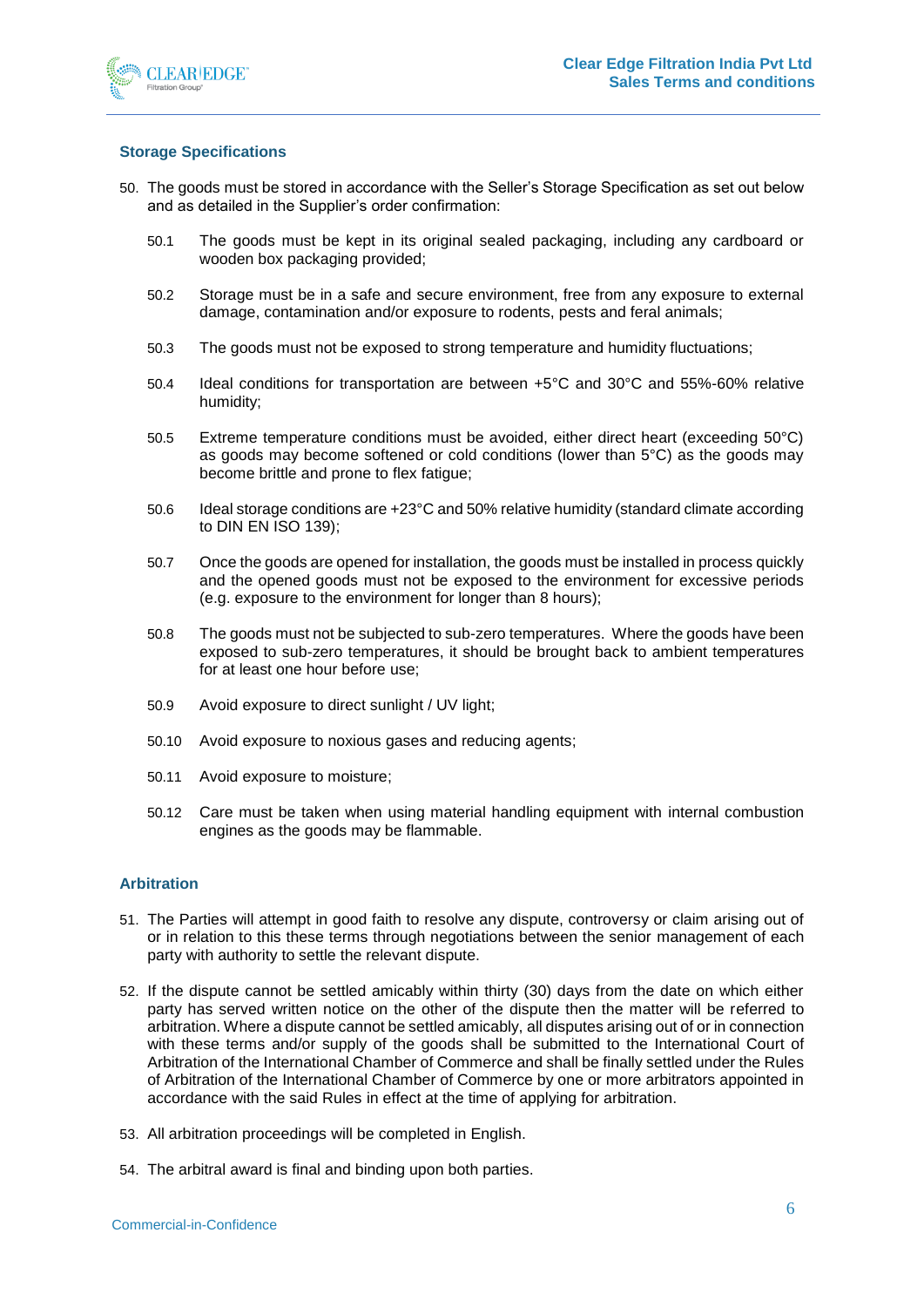## Storage Specifications

50. The goods must be stored in accordance with the Seller's Storage Specification as set out below and as detailed in the Supplier's order confirmation:

    50.1 The goods must be kept in its original sealed packaging, including any cardboard or wooden box packaging provided;

    50.2 Storage must be in a safe and secure environment, free from any exposure to external damage, contamination and/or exposure to rodents, pests and feral animals;

    50.3 The goods must not be exposed to strong temperature and humidity fluctuations;

    50.4 Ideal conditions for transportation are between +5°C and 30°C and 55%-60% relative humidity;

    50.5 Extreme temperature conditions must be avoided, either direct heart (exceeding 50°C) as goods may become softened or cold conditions (lower than 5°C) as the goods may become brittle and prone to flex fatigue;

    50.6 Ideal storage conditions are +23°C and 50% relative humidity (standard climate according to DIN EN ISO 139);

    50.7 Once the goods are opened for installation, the goods must be installed in process quickly and the opened goods must not be exposed to the environment for excessive periods (e.g. exposure to the environment for longer than 8 hours);

    50.8 The goods must not be subjected to sub-zero temperatures. Where the goods have been exposed to sub-zero temperatures, it should be brought back to ambient temperatures for at least one hour before use;

    50.9 Avoid exposure to direct sunlight / UV light;

    50.10 Avoid exposure to noxious gases and reducing agents;

    50.11 Avoid exposure to moisture;

    50.12 Care must be taken when using material handling equipment with internal combustion engines as the goods may be flammable.

## Arbitration

51. The Parties will attempt in good faith to resolve any dispute, controversy or claim arising out of or in relation to this these terms through negotiations between the senior management of each party with authority to settle the relevant dispute.

52. If the dispute cannot be settled amicably within thirty (30) days from the date on which either party has served written notice on the other of the dispute then the matter will be referred to arbitration. Where a dispute cannot be settled amicably, all disputes arising out of or in connection with these terms and/or supply of the goods shall be submitted to the International Court of Arbitration of the International Chamber of Commerce and shall be finally settled under the Rules of Arbitration of the International Chamber of Commerce by one or more arbitrators appointed in accordance with the said Rules in effect at the time of applying for arbitration.

53. All arbitration proceedings will be completed in English.

54. The arbitral award is final and binding upon both parties.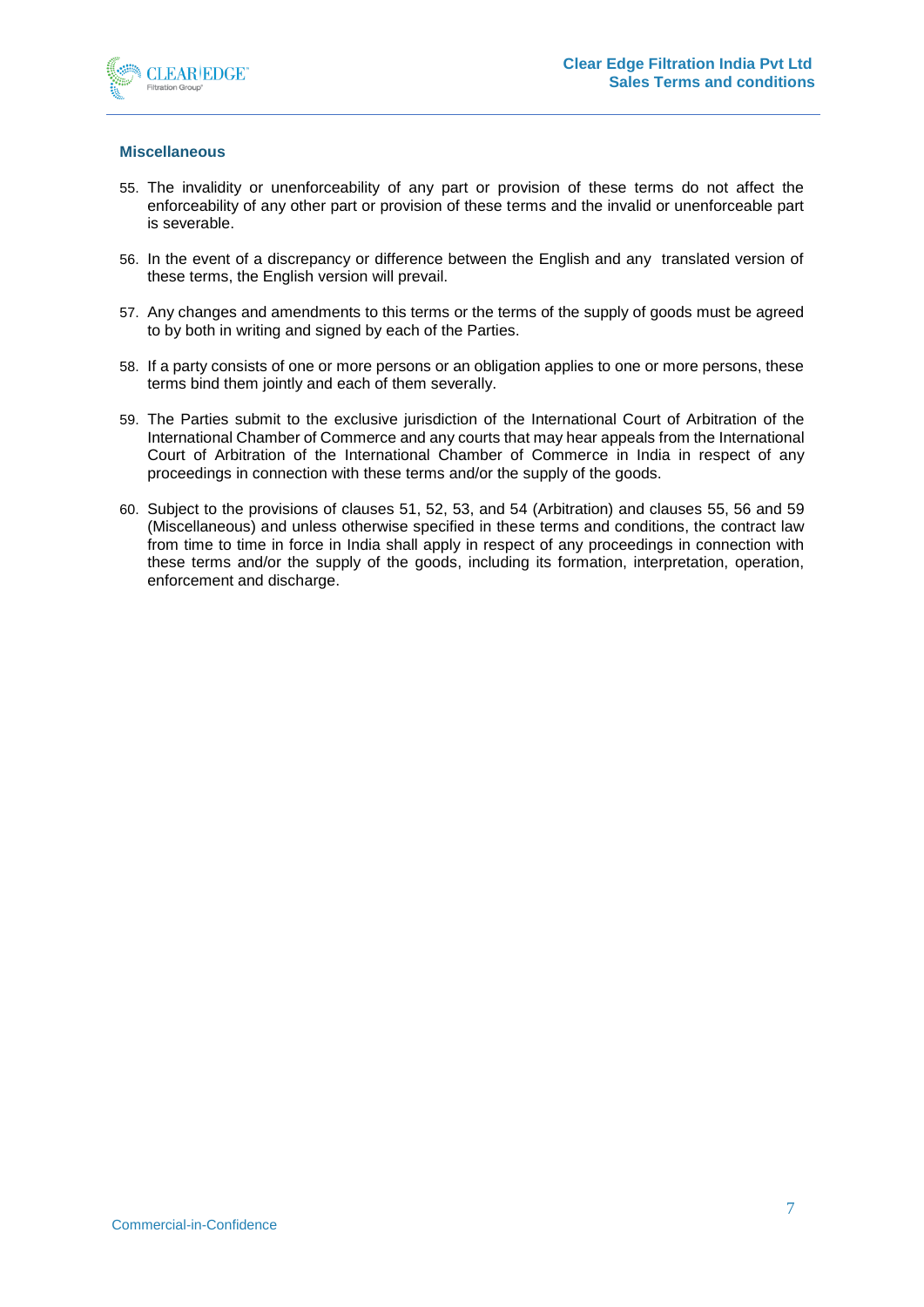## Miscellaneous

55. The invalidity or unenforceability of any part or provision of these terms do not affect the enforceability of any other part or provision of these terms and the invalid or unenforceable part is severable.

56. In the event of a discrepancy or difference between the English and any translated version of these terms, the English version will prevail.

57. Any changes and amendments to this terms or the terms of the supply of goods must be agreed to by both in writing and signed by each of the Parties.

58. If a party consists of one or more persons or an obligation applies to one or more persons, these terms bind them jointly and each of them severally.

59. The Parties submit to the exclusive jurisdiction of the International Court of Arbitration of the International Chamber of Commerce and any courts that may hear appeals from the International Court of Arbitration of the International Chamber of Commerce in India in respect of any proceedings in connection with these terms and/or the supply of the goods.

60. Subject to the provisions of clauses 51, 52, 53, and 54 (Arbitration) and clauses 55, 56 and 59 (Miscellaneous) and unless otherwise specified in these terms and conditions, the contract law from time to time in force in India shall apply in respect of any proceedings in connection with these terms and/or the supply of the goods, including its formation, interpretation, operation, enforcement and discharge.